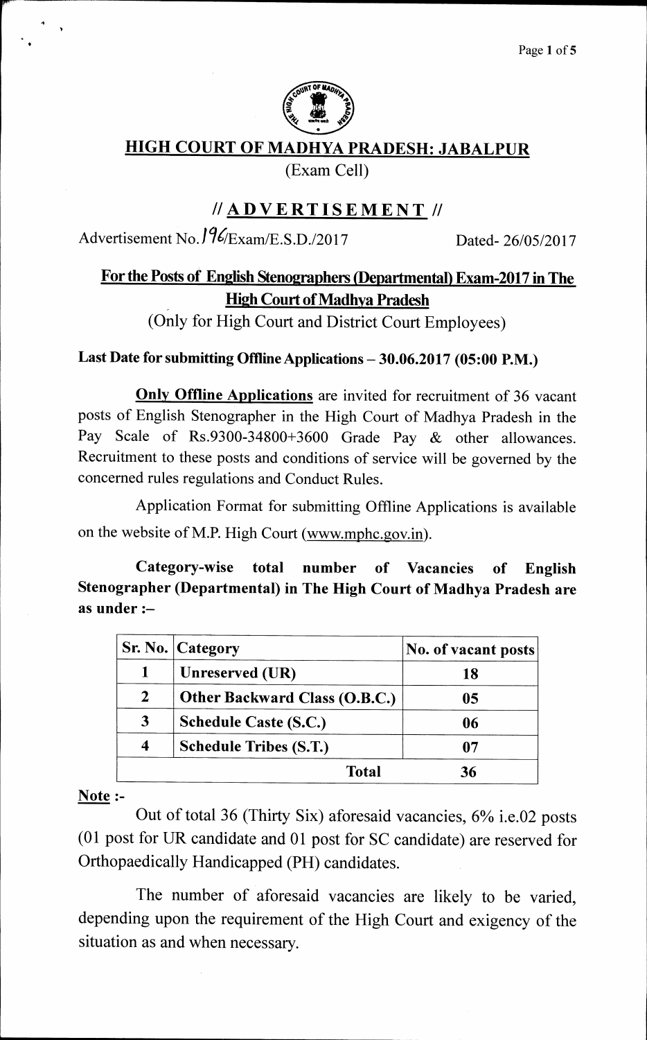# HIGH COURT OF MADHYA PRADESH: JABALPUR

(Exam Cell)

## // ADVERTISEMENT //

Advertisement No. 196/Exam/E.S.D./2017 Dated- 26/05/2017

## For the Posts of English Stenographers (Departmental) Exam-2017 in The High Court of Madhya Pradesh

(Only for High Court and District Court Employees)

**Last Date for submitting Offline Applications – 30.06.2017 (05:00 P.M.)**

**Only Offline Applications** are invited for recruitment of 36 vacant posts of English Stenographer in the High Court of Madhya Pradesh in the Pay Scale of Rs.9300-34800+3600 Grade Pay & other allowances. Recruitment to these posts and conditions of service will be governed by the concerned rules regulations and Conduct Rules.

Application Format for submitting Offline Applications is available on the website of M.P. High Court (www.mphc.gov.in).

**Category-wise total number of Vacancies of English Stenographer (Departmental) in The High Court of Madhya Pradesh are as under :–**

| Sr. No. | Category | No. of vacant posts |
|---|---|---|
| 1 | Unreserved (UR) | 18 |
| 2 | Other Backward Class (O.B.C.) | 05 |
| 3 | Schedule Caste (S.C.) | 06 |
| 4 | Schedule Tribes (S.T.) | 07 |
| | **Total** | **36** |

**Note :-**

Out of total 36 (Thirty Six) aforesaid vacancies, 6% i.e.02 posts (01 post for UR candidate and 01 post for SC candidate) are reserved for Orthopaedically Handicapped (PH) candidates.

The number of aforesaid vacancies are likely to be varied, depending upon the requirement of the High Court and exigency of the situation as and when necessary.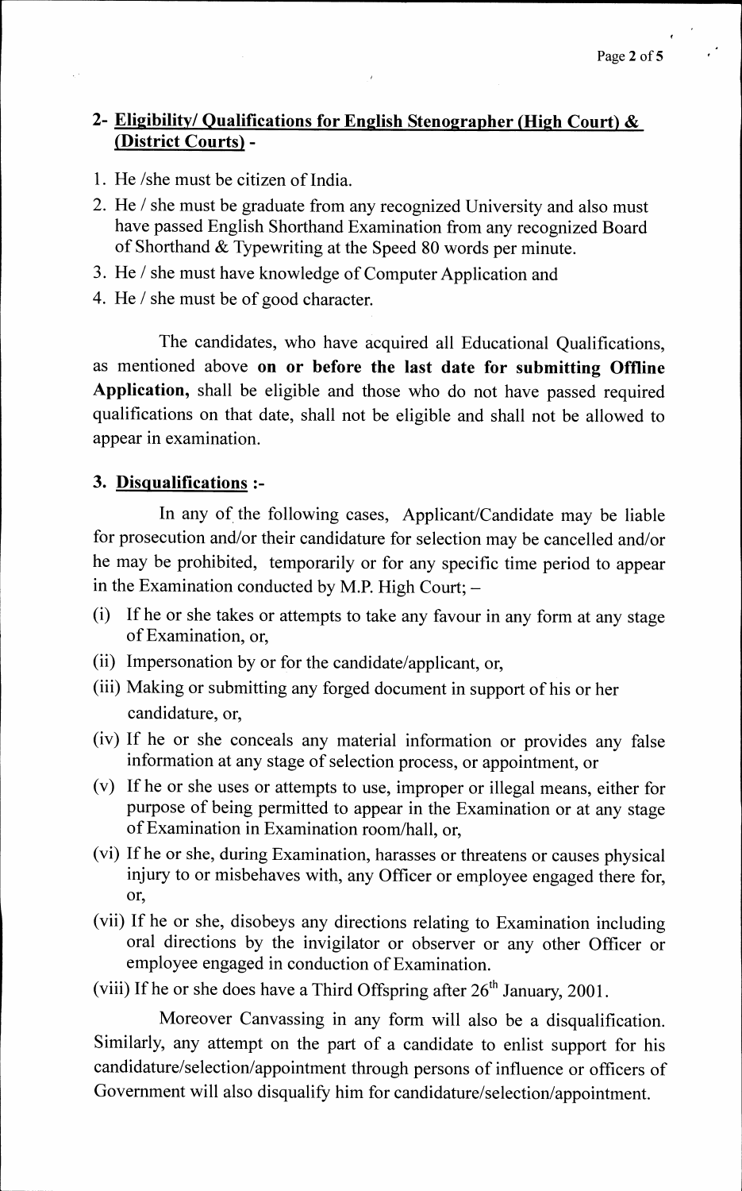## 2- Eligibility/ Qualifications for English Stenographer (High Court) & (District Courts) -

1. He /she must be citizen of India.
2. He / she must be graduate from any recognized University and also must have passed English Shorthand Examination from any recognized Board of Shorthand & Typewriting at the Speed 80 words per minute.
3. He / she must have knowledge of Computer Application and
4. He / she must be of good character.

The candidates, who have acquired all Educational Qualifications, as mentioned above **on or before the last date for submitting Offline Application,** shall be eligible and those who do not have passed required qualifications on that date, shall not be eligible and shall not be allowed to appear in examination.

## 3. Disqualifications :-

In any of the following cases, Applicant/Candidate may be liable for prosecution and/or their candidature for selection may be cancelled and/or he may be prohibited, temporarily or for any specific time period to appear in the Examination conducted by M.P. High Court; –

(i) If he or she takes or attempts to take any favour in any form at any stage of Examination, or,

(ii) Impersonation by or for the candidate/applicant, or,

(iii) Making or submitting any forged document in support of his or her candidature, or,

(iv) If he or she conceals any material information or provides any false information at any stage of selection process, or appointment, or

(v) If he or she uses or attempts to use, improper or illegal means, either for purpose of being permitted to appear in the Examination or at any stage of Examination in Examination room/hall, or,

(vi) If he or she, during Examination, harasses or threatens or causes physical injury to or misbehaves with, any Officer or employee engaged there for, or,

(vii) If he or she, disobeys any directions relating to Examination including oral directions by the invigilator or observer or any other Officer or employee engaged in conduction of Examination.

(viii) If he or she does have a Third Offspring after 26th January, 2001.

Moreover Canvassing in any form will also be a disqualification. Similarly, any attempt on the part of a candidate to enlist support for his candidature/selection/appointment through persons of influence or officers of Government will also disqualify him for candidature/selection/appointment.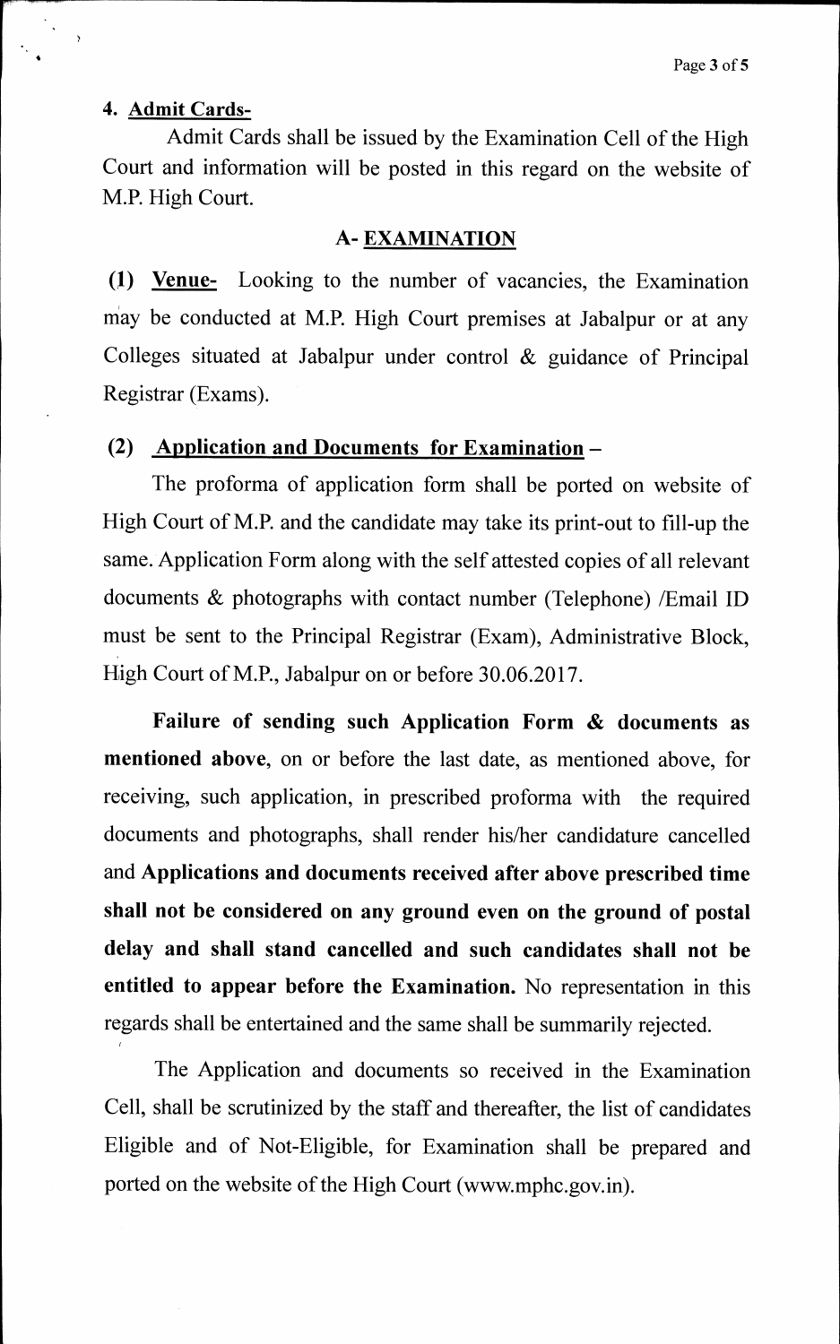### 4. Admit Cards-

Admit Cards shall be issued by the Examination Cell of the High Court and information will be posted in this regard on the website of M.P. High Court.

### A- EXAMINATION

**(1) Venue-** Looking to the number of vacancies, the Examination may be conducted at M.P. High Court premises at Jabalpur or at any Colleges situated at Jabalpur under control & guidance of Principal Registrar (Exams).

**(2) Application and Documents for Examination –**

The proforma of application form shall be ported on website of High Court of M.P. and the candidate may take its print-out to fill-up the same. Application Form along with the self attested copies of all relevant documents & photographs with contact number (Telephone) /Email ID must be sent to the Principal Registrar (Exam), Administrative Block, High Court of M.P., Jabalpur on or before 30.06.2017.

**Failure of sending such Application Form & documents as mentioned above**, on or before the last date, as mentioned above, for receiving, such application, in prescribed proforma with the required documents and photographs, shall render his/her candidature cancelled and **Applications and documents received after above prescribed time shall not be considered on any ground even on the ground of postal delay and shall stand cancelled and such candidates shall not be entitled to appear before the Examination.** No representation in this regards shall be entertained and the same shall be summarily rejected.

The Application and documents so received in the Examination Cell, shall be scrutinized by the staff and thereafter, the list of candidates Eligible and of Not-Eligible, for Examination shall be prepared and ported on the website of the High Court (www.mphc.gov.in).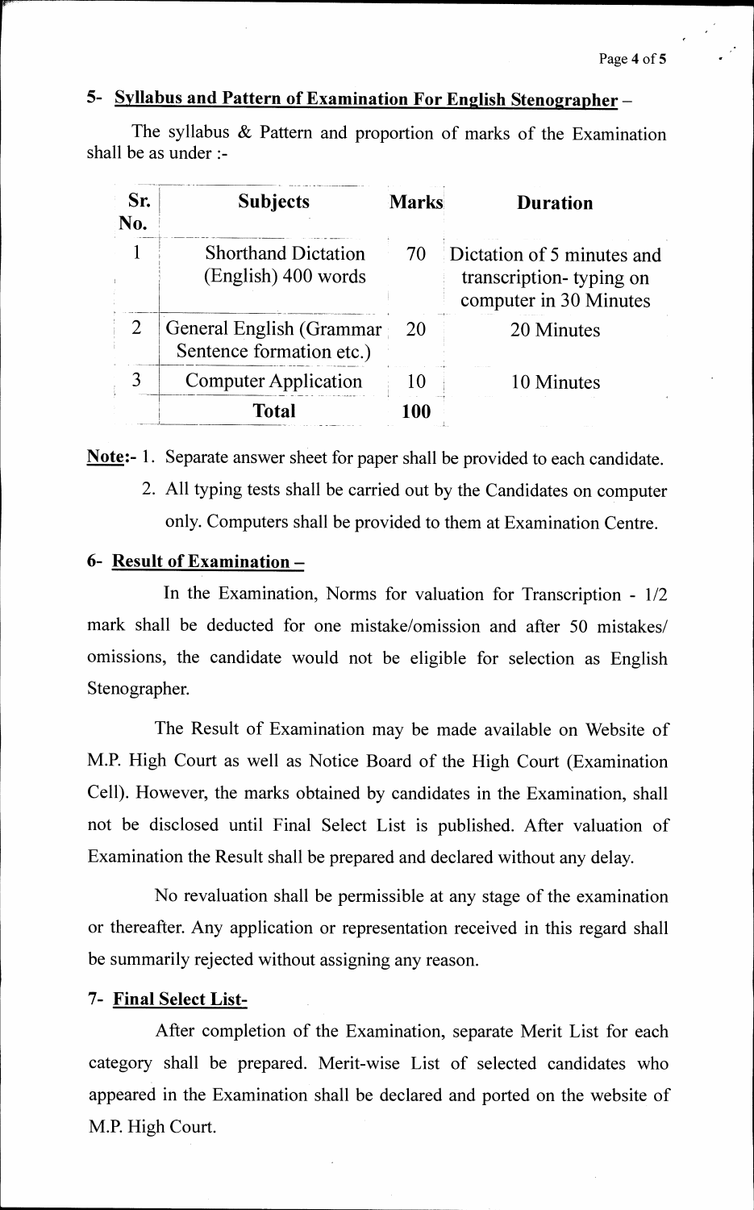## 5- Syllabus and Pattern of Examination For English Stenographer –

The syllabus & Pattern and proportion of marks of the Examination shall be as under :-

| Sr. No. | Subjects | Marks | Duration |
|---|---|---|---|
| 1 | Shorthand Dictation (English) 400 words | 70 | Dictation of 5 minutes and transcription- typing on computer in 30 Minutes |
| 2 | General English (Grammar Sentence formation etc.) | 20 | 20 Minutes |
| 3 | Computer Application | 10 | 10 Minutes |
| | **Total** | **100** | |

**Note:-** 1. Separate answer sheet for paper shall be provided to each candidate.

2. All typing tests shall be carried out by the Candidates on computer only. Computers shall be provided to them at Examination Centre.

## 6- Result of Examination –

In the Examination, Norms for valuation for Transcription - 1/2 mark shall be deducted for one mistake/omission and after 50 mistakes/ omissions, the candidate would not be eligible for selection as English Stenographer.

The Result of Examination may be made available on Website of M.P. High Court as well as Notice Board of the High Court (Examination Cell). However, the marks obtained by candidates in the Examination, shall not be disclosed until Final Select List is published. After valuation of Examination the Result shall be prepared and declared without any delay.

No revaluation shall be permissible at any stage of the examination or thereafter. Any application or representation received in this regard shall be summarily rejected without assigning any reason.

## 7- Final Select List-

After completion of the Examination, separate Merit List for each category shall be prepared. Merit-wise List of selected candidates who appeared in the Examination shall be declared and ported on the website of M.P. High Court.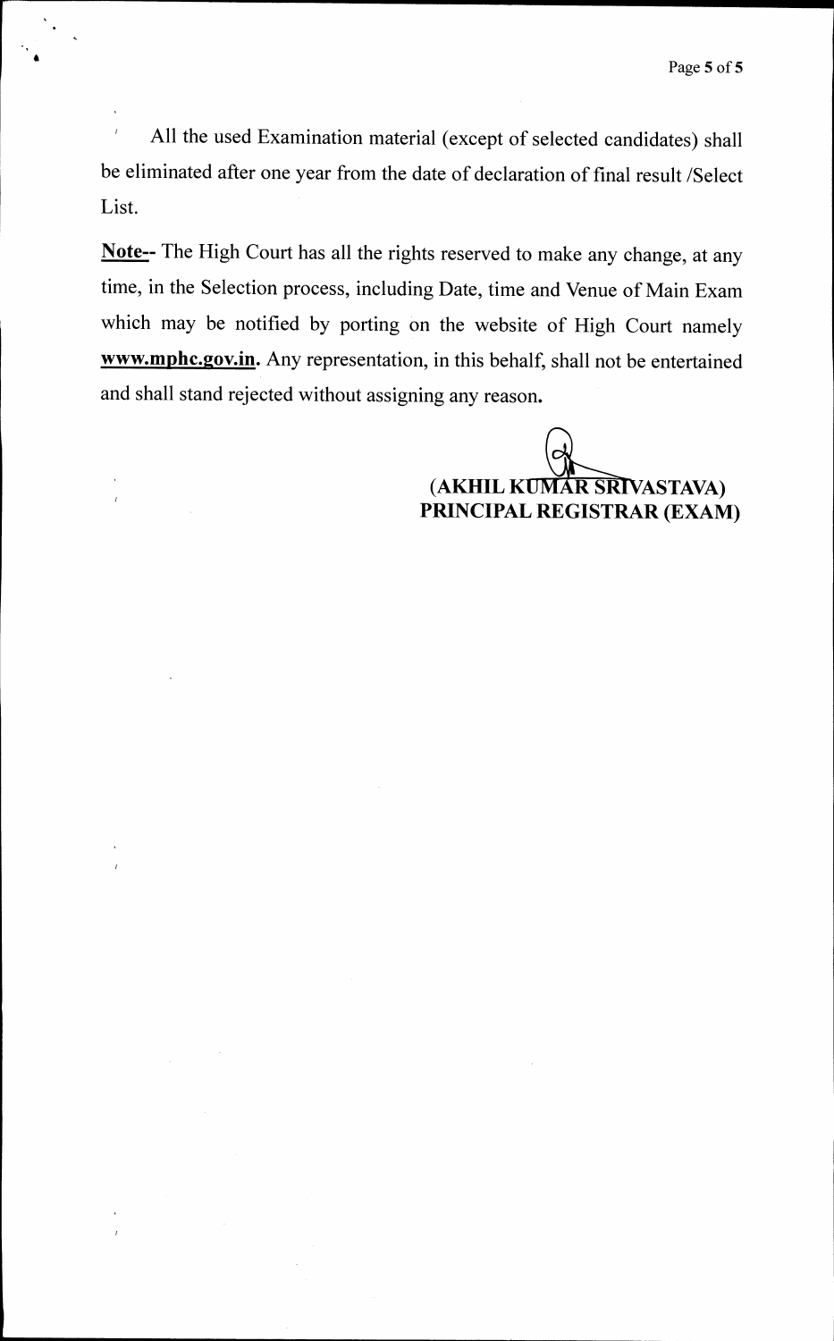All the used Examination material (except of selected candidates) shall be eliminated after one year from the date of declaration of final result /Select List.

**Note--** The High Court has all the rights reserved to make any change, at any time, in the Selection process, including Date, time and Venue of Main Exam which may be notified by porting on the website of High Court namely **www.mphc.gov.in**. Any representation, in this behalf, shall not be entertained and shall stand rejected without assigning any reason.

**(AKHIL KUMAR SRIVASTAVA)**
**PRINCIPAL REGISTRAR (EXAM)**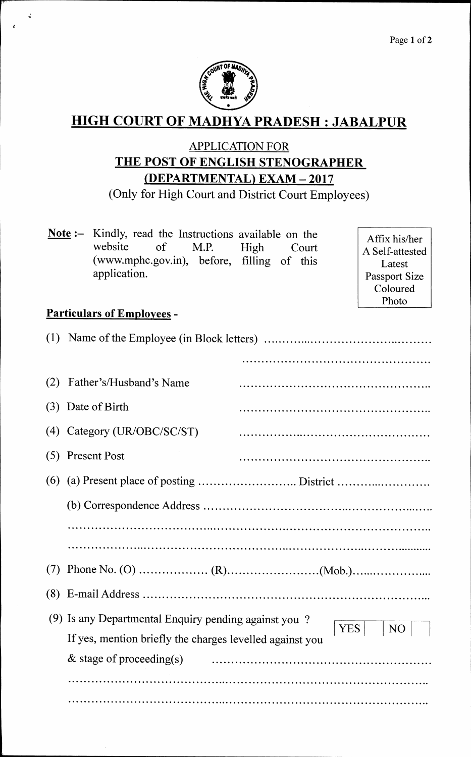# HIGH COURT OF MADHYA PRADESH : JABALPUR

## APPLICATION FOR

## THE POST OF ENGLISH STENOGRAPHER (DEPARTMENTAL) EXAM – 2017

(Only for High Court and District Court Employees)

**Note :–** Kindly, read the Instructions available on the website of M.P. High Court (www.mphc.gov.in), before, filling of this application.

Affix his/her A Self-attested Latest Passport Size Coloured Photo

**Particulars of Employees -**

(1) Name of the Employee (in Block letters) ……………………………………………

……………………………………………

(2) Father's/Husband's Name ……………………………………………

(3) Date of Birth ……………………………………………

(4) Category (UR/OBC/SC/ST) ……………………………………………

(5) Present Post ……………………………………………

(6) (a) Present place of posting …………………….. District ……………………

(b) Correspondence Address ……………………………………………………………

……………………………………………………………………………………

……………………………………………………………………………………

(7) Phone No. (O) ……………… (R)……………………(Mob.)………………….

(8) E-mail Address ……………………………………………………………………

(9) Is any Departmental Enquiry pending against you ? YES [ ] NO [ ]

If yes, mention briefly the charges levelled against you & stage of proceeding(s) ……………………………………………………

……………………………………………………………………………………

……………………………………………………………………………………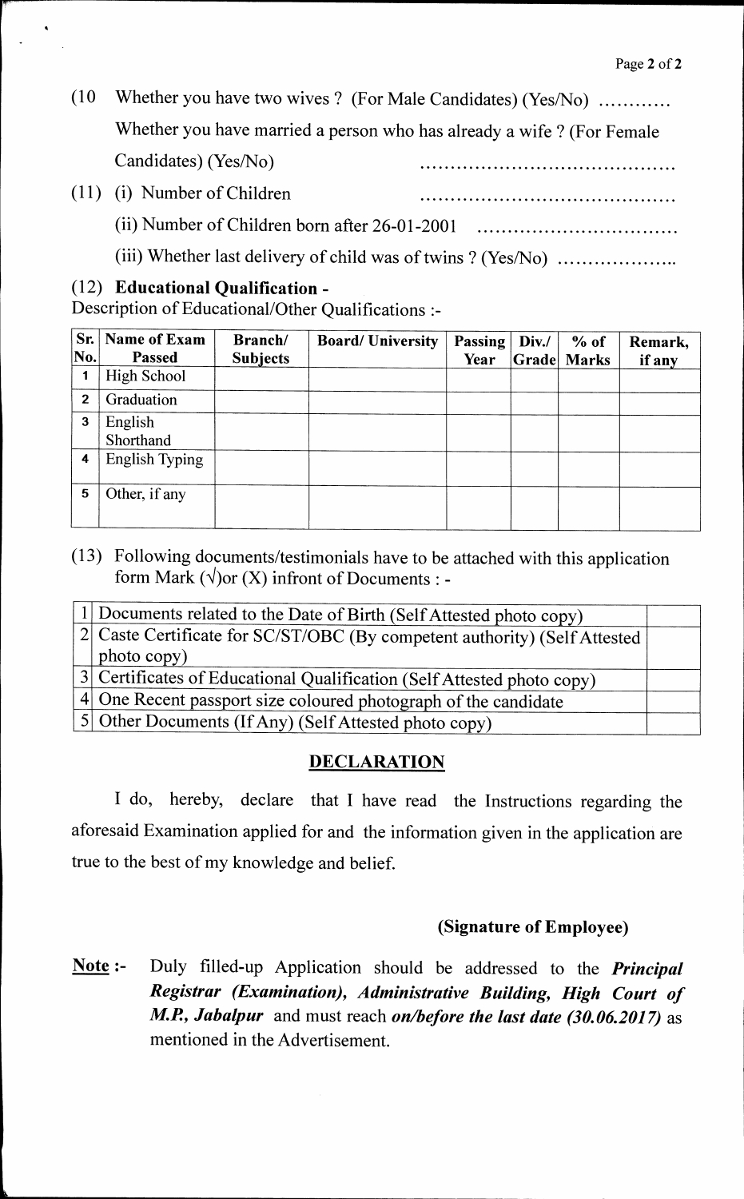(10 Whether you have two wives ? (For Male Candidates) (Yes/No) ............

Whether you have married a person who has already a wife ? (For Female Candidates) (Yes/No) ..........................................

(11) (i) Number of Children ..........................................

(ii) Number of Children born after 26-01-2001 ................................

(iii) Whether last delivery of child was of twins ? (Yes/No) ...................

(12) **Educational Qualification -**

Description of Educational/Other Qualifications :-

| Sr. No. | Name of Exam Passed | Branch/ Subjects | Board/ University | Passing Year | Div./ Grade | % of Marks | Remark, if any |
|---|---|---|---|---|---|---|---|
| 1 | High School | | | | | | |
| 2 | Graduation | | | | | | |
| 3 | English Shorthand | | | | | | |
| 4 | English Typing | | | | | | |
| 5 | Other, if any | | | | | | |

(13) Following documents/testimonials have to be attached with this application form Mark (√)or (X) infront of Documents : -

| | | |
|---|---|---|
| 1 | Documents related to the Date of Birth (Self Attested photo copy) | |
| 2 | Caste Certificate for SC/ST/OBC (By competent authority) (Self Attested photo copy) | |
| 3 | Certificates of Educational Qualification (Self Attested photo copy) | |
| 4 | One Recent passport size coloured photograph of the candidate | |
| 5 | Other Documents (If Any) (Self Attested photo copy) | |

## DECLARATION

I do, hereby, declare that I have read the Instructions regarding the aforesaid Examination applied for and the information given in the application are true to the best of my knowledge and belief.

**(Signature of Employee)**

**Note :-** Duly filled-up Application should be addressed to the ***Principal Registrar (Examination), Administrative Building, High Court of M.P., Jabalpur*** and must reach ***on/before the last date (30.06.2017)*** as mentioned in the Advertisement.